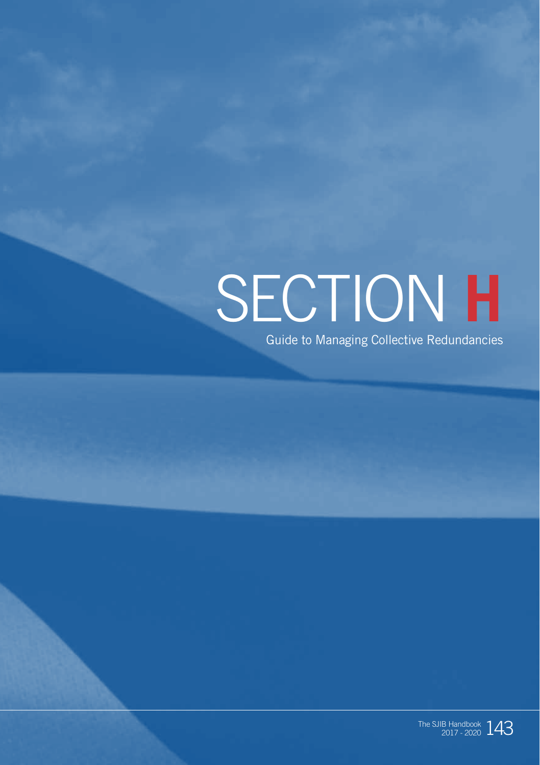# SECTION H

Guide to Managing Collective Redundancies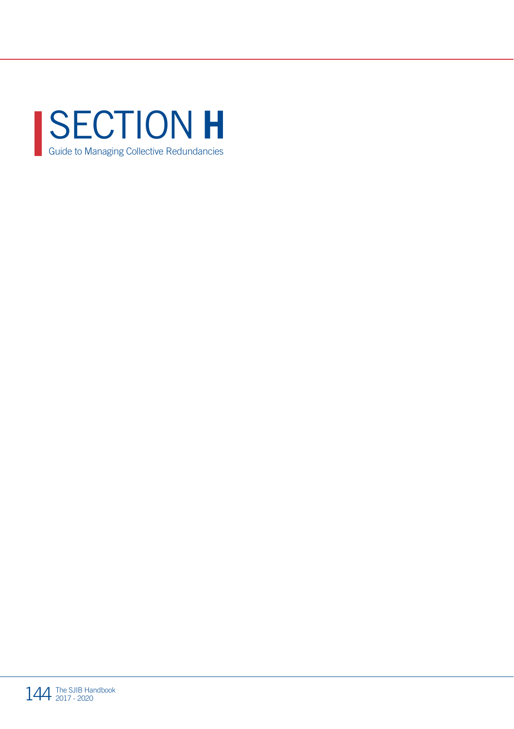# SECTION H

Guide to Managing Collective Redundancies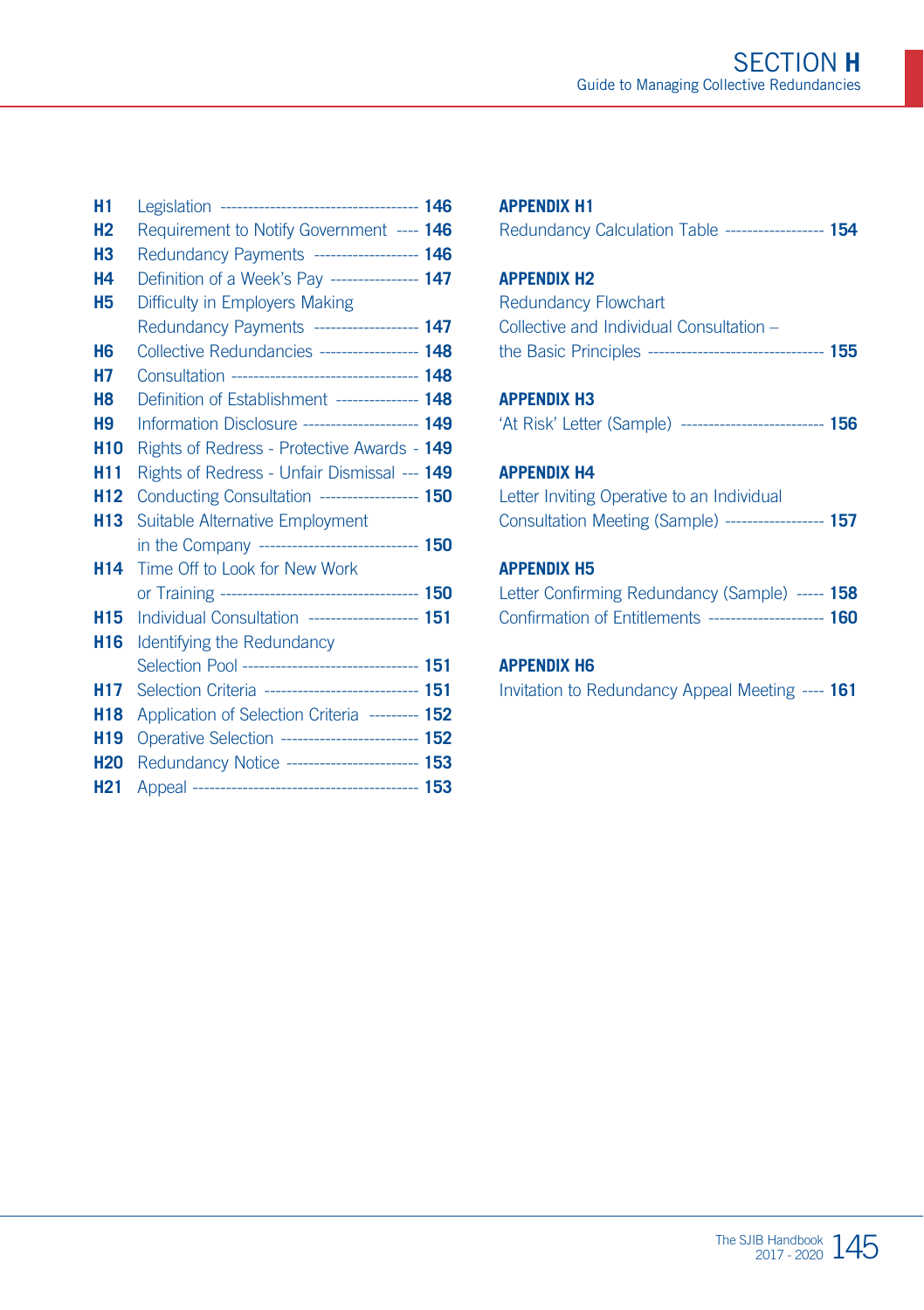# SECTION H

## Guide to Managing Collective Redundancies

| | | |
|---|---|---|
| **H1** | Legislation | **146** |
| **H2** | Requirement to Notify Government | **146** |
| **H3** | Redundancy Payments | **146** |
| **H4** | Definition of a Week's Pay | **147** |
| **H5** | Difficulty in Employers Making Redundancy Payments | **147** |
| **H6** | Collective Redundancies | **148** |
| **H7** | Consultation | **148** |
| **H8** | Definition of Establishment | **148** |
| **H9** | Information Disclosure | **149** |
| **H10** | Rights of Redress - Protective Awards | **149** |
| **H11** | Rights of Redress - Unfair Dismissal | **149** |
| **H12** | Conducting Consultation | **150** |
| **H13** | Suitable Alternative Employment in the Company | **150** |
| **H14** | Time Off to Look for New Work or Training | **150** |
| **H15** | Individual Consultation | **151** |
| **H16** | Identifying the Redundancy Selection Pool | **151** |
| **H17** | Selection Criteria | **151** |
| **H18** | Application of Selection Criteria | **152** |
| **H19** | Operative Selection | **152** |
| **H20** | Redundancy Notice | **153** |
| **H21** | Appeal | **153** |

**APPENDIX H1**
Redundancy Calculation Table ---- **154**

**APPENDIX H2**
Redundancy Flowchart
Collective and Individual Consultation – the Basic Principles ---- **155**

**APPENDIX H3**
'At Risk' Letter (Sample) ---- **156**

**APPENDIX H4**
Letter Inviting Operative to an Individual Consultation Meeting (Sample) ---- **157**

**APPENDIX H5**
Letter Confirming Redundancy (Sample) ---- **158**
Confirmation of Entitlements ---- **160**

**APPENDIX H6**
Invitation to Redundancy Appeal Meeting ---- **161**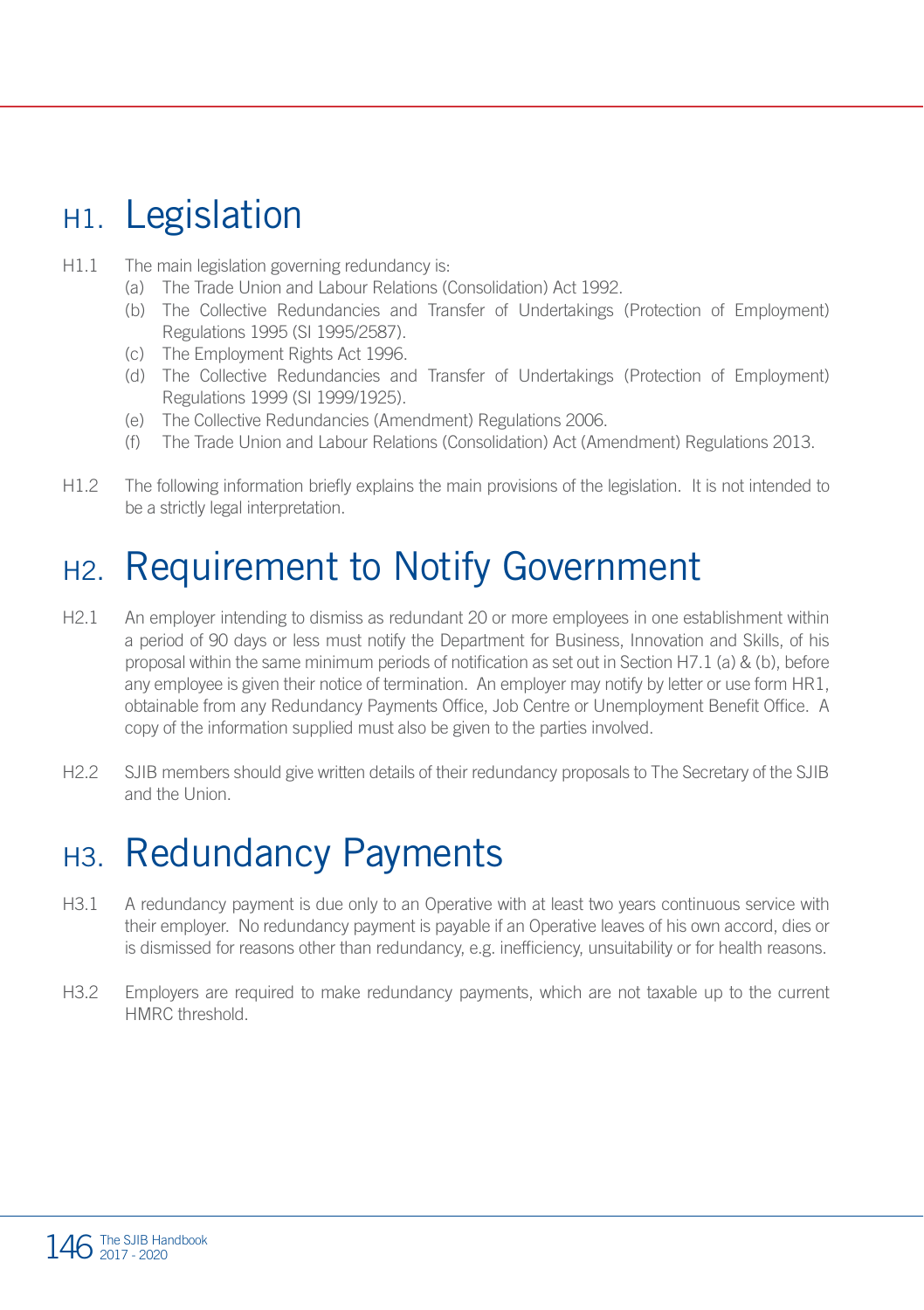# H1. Legislation

H1.1 The main legislation governing redundancy is:

(a) The Trade Union and Labour Relations (Consolidation) Act 1992.

(b) The Collective Redundancies and Transfer of Undertakings (Protection of Employment) Regulations 1995 (SI 1995/2587).

(c) The Employment Rights Act 1996.

(d) The Collective Redundancies and Transfer of Undertakings (Protection of Employment) Regulations 1999 (SI 1999/1925).

(e) The Collective Redundancies (Amendment) Regulations 2006.

(f) The Trade Union and Labour Relations (Consolidation) Act (Amendment) Regulations 2013.

H1.2 The following information briefly explains the main provisions of the legislation. It is not intended to be a strictly legal interpretation.

# H2. Requirement to Notify Government

H2.1 An employer intending to dismiss as redundant 20 or more employees in one establishment within a period of 90 days or less must notify the Department for Business, Innovation and Skills, of his proposal within the same minimum periods of notification as set out in Section H7.1 (a) & (b), before any employee is given their notice of termination. An employer may notify by letter or use form HR1, obtainable from any Redundancy Payments Office, Job Centre or Unemployment Benefit Office. A copy of the information supplied must also be given to the parties involved.

H2.2 SJIB members should give written details of their redundancy proposals to The Secretary of the SJIB and the Union.

# H3. Redundancy Payments

H3.1 A redundancy payment is due only to an Operative with at least two years continuous service with their employer. No redundancy payment is payable if an Operative leaves of his own accord, dies or is dismissed for reasons other than redundancy, e.g. inefficiency, unsuitability or for health reasons.

H3.2 Employers are required to make redundancy payments, which are not taxable up to the current HMRC threshold.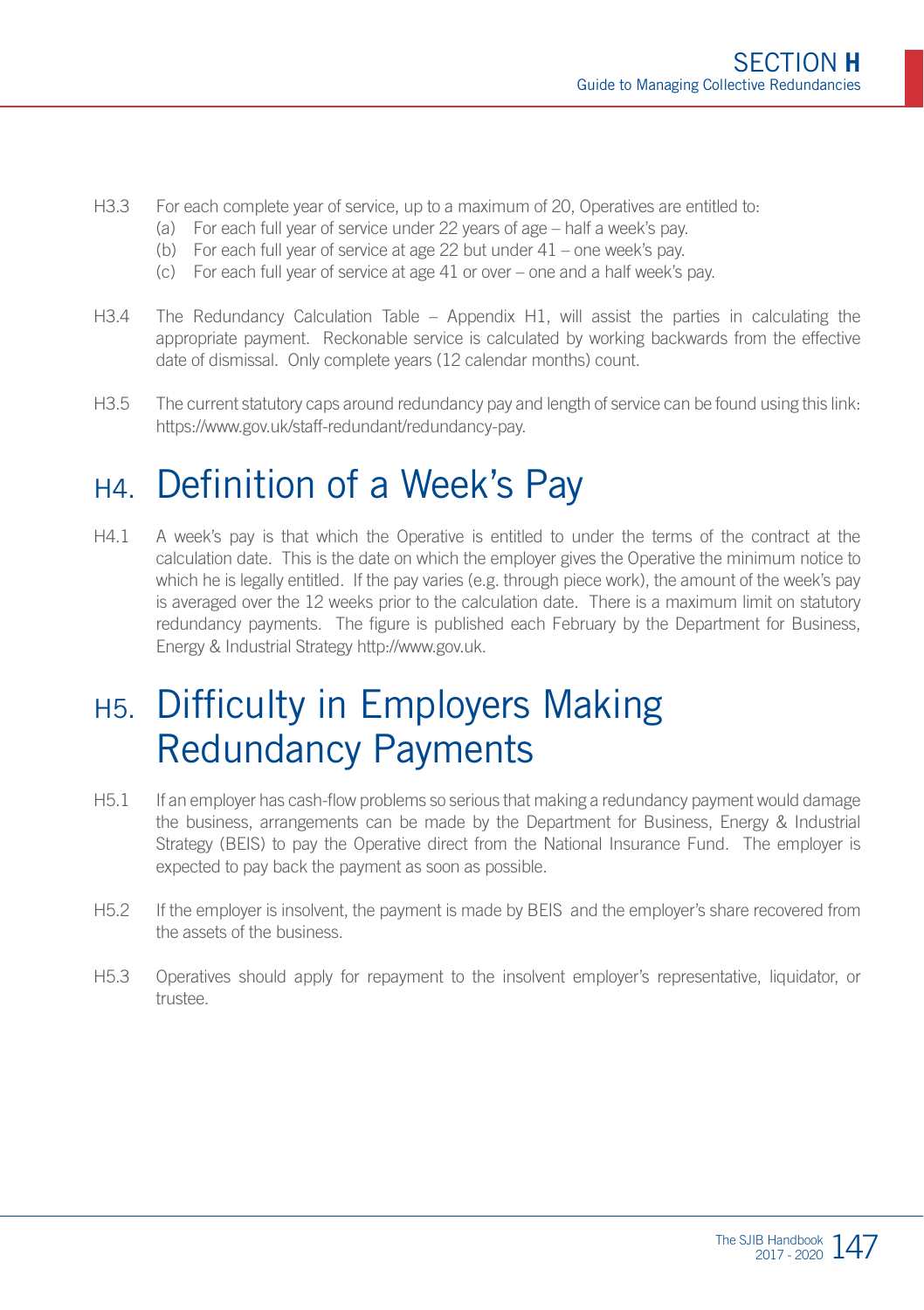H3.3 For each complete year of service, up to a maximum of 20, Operatives are entitled to:

- (a) For each full year of service under 22 years of age – half a week's pay.
- (b) For each full year of service at age 22 but under 41 – one week's pay.
- (c) For each full year of service at age 41 or over – one and a half week's pay.

H3.4 The Redundancy Calculation Table – Appendix H1, will assist the parties in calculating the appropriate payment. Reckonable service is calculated by working backwards from the effective date of dismissal. Only complete years (12 calendar months) count.

H3.5 The current statutory caps around redundancy pay and length of service can be found using this link: https://www.gov.uk/staff-redundant/redundancy-pay.

# H4. Definition of a Week's Pay

H4.1 A week's pay is that which the Operative is entitled to under the terms of the contract at the calculation date. This is the date on which the employer gives the Operative the minimum notice to which he is legally entitled. If the pay varies (e.g. through piece work), the amount of the week's pay is averaged over the 12 weeks prior to the calculation date. There is a maximum limit on statutory redundancy payments. The figure is published each February by the Department for Business, Energy & Industrial Strategy http://www.gov.uk.

# H5. Difficulty in Employers Making Redundancy Payments

H5.1 If an employer has cash-flow problems so serious that making a redundancy payment would damage the business, arrangements can be made by the Department for Business, Energy & Industrial Strategy (BEIS) to pay the Operative direct from the National Insurance Fund. The employer is expected to pay back the payment as soon as possible.

H5.2 If the employer is insolvent, the payment is made by BEIS and the employer's share recovered from the assets of the business.

H5.3 Operatives should apply for repayment to the insolvent employer's representative, liquidator, or trustee.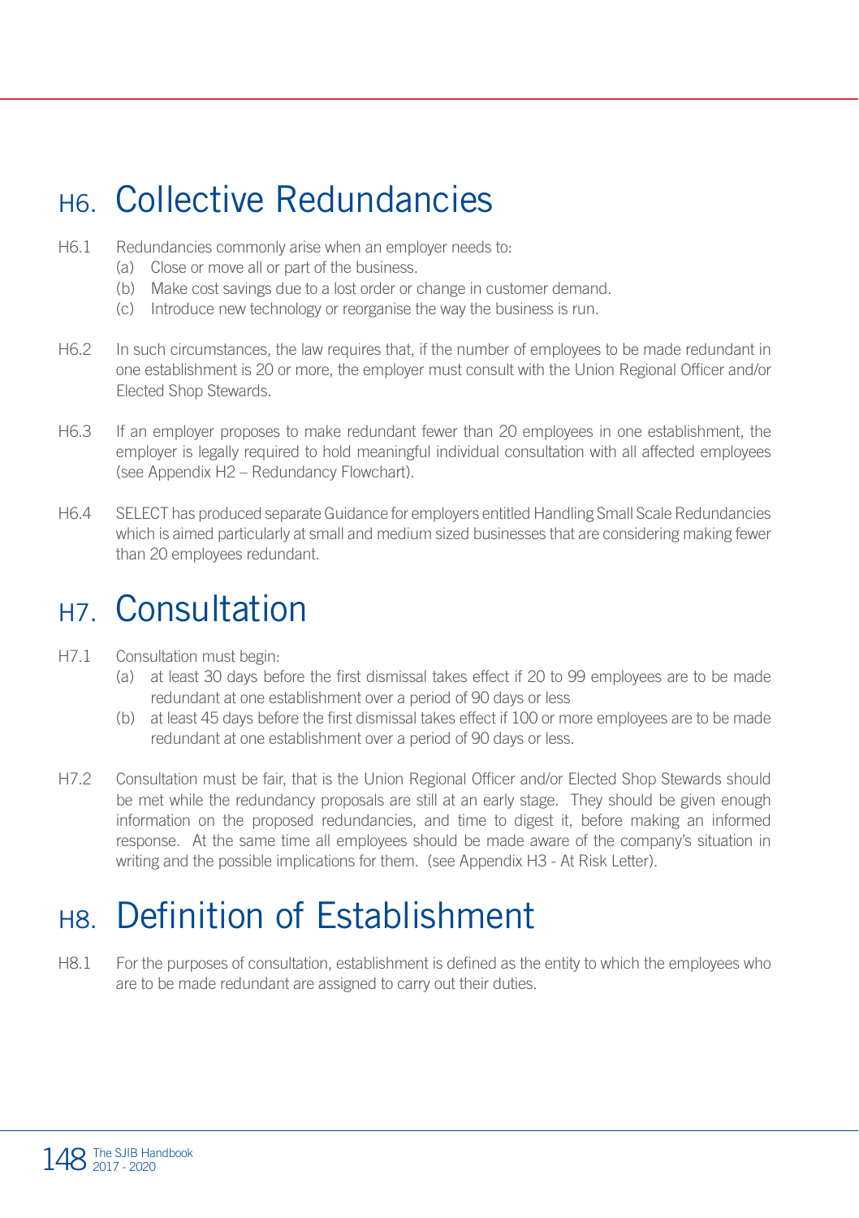# H6. Collective Redundancies

H6.1 Redundancies commonly arise when an employer needs to:

(a) Close or move all or part of the business.

(b) Make cost savings due to a lost order or change in customer demand.

(c) Introduce new technology or reorganise the way the business is run.

H6.2 In such circumstances, the law requires that, if the number of employees to be made redundant in one establishment is 20 or more, the employer must consult with the Union Regional Officer and/or Elected Shop Stewards.

H6.3 If an employer proposes to make redundant fewer than 20 employees in one establishment, the employer is legally required to hold meaningful individual consultation with all affected employees (see Appendix H2 – Redundancy Flowchart).

H6.4 SELECT has produced separate Guidance for employers entitled Handling Small Scale Redundancies which is aimed particularly at small and medium sized businesses that are considering making fewer than 20 employees redundant.

# H7. Consultation

H7.1 Consultation must begin:

(a) at least 30 days before the first dismissal takes effect if 20 to 99 employees are to be made redundant at one establishment over a period of 90 days or less

(b) at least 45 days before the first dismissal takes effect if 100 or more employees are to be made redundant at one establishment over a period of 90 days or less.

H7.2 Consultation must be fair, that is the Union Regional Officer and/or Elected Shop Stewards should be met while the redundancy proposals are still at an early stage. They should be given enough information on the proposed redundancies, and time to digest it, before making an informed response. At the same time all employees should be made aware of the company's situation in writing and the possible implications for them. (see Appendix H3 - At Risk Letter).

# H8. Definition of Establishment

H8.1 For the purposes of consultation, establishment is defined as the entity to which the employees who are to be made redundant are assigned to carry out their duties.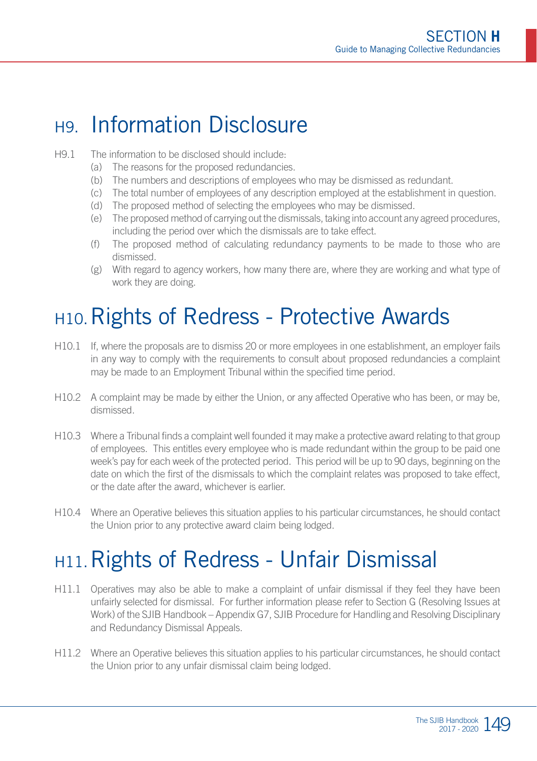# H9. Information Disclosure

H9.1 The information to be disclosed should include:

(a) The reasons for the proposed redundancies.
(b) The numbers and descriptions of employees who may be dismissed as redundant.
(c) The total number of employees of any description employed at the establishment in question.
(d) The proposed method of selecting the employees who may be dismissed.
(e) The proposed method of carrying out the dismissals, taking into account any agreed procedures, including the period over which the dismissals are to take effect.
(f) The proposed method of calculating redundancy payments to be made to those who are dismissed.
(g) With regard to agency workers, how many there are, where they are working and what type of work they are doing.

# H10. Rights of Redress - Protective Awards

H10.1 If, where the proposals are to dismiss 20 or more employees in one establishment, an employer fails in any way to comply with the requirements to consult about proposed redundancies a complaint may be made to an Employment Tribunal within the specified time period.

H10.2 A complaint may be made by either the Union, or any affected Operative who has been, or may be, dismissed.

H10.3 Where a Tribunal finds a complaint well founded it may make a protective award relating to that group of employees. This entitles every employee who is made redundant within the group to be paid one week's pay for each week of the protected period. This period will be up to 90 days, beginning on the date on which the first of the dismissals to which the complaint relates was proposed to take effect, or the date after the award, whichever is earlier.

H10.4 Where an Operative believes this situation applies to his particular circumstances, he should contact the Union prior to any protective award claim being lodged.

# H11. Rights of Redress - Unfair Dismissal

H11.1 Operatives may also be able to make a complaint of unfair dismissal if they feel they have been unfairly selected for dismissal. For further information please refer to Section G (Resolving Issues at Work) of the SJIB Handbook – Appendix G7, SJIB Procedure for Handling and Resolving Disciplinary and Redundancy Dismissal Appeals.

H11.2 Where an Operative believes this situation applies to his particular circumstances, he should contact the Union prior to any unfair dismissal claim being lodged.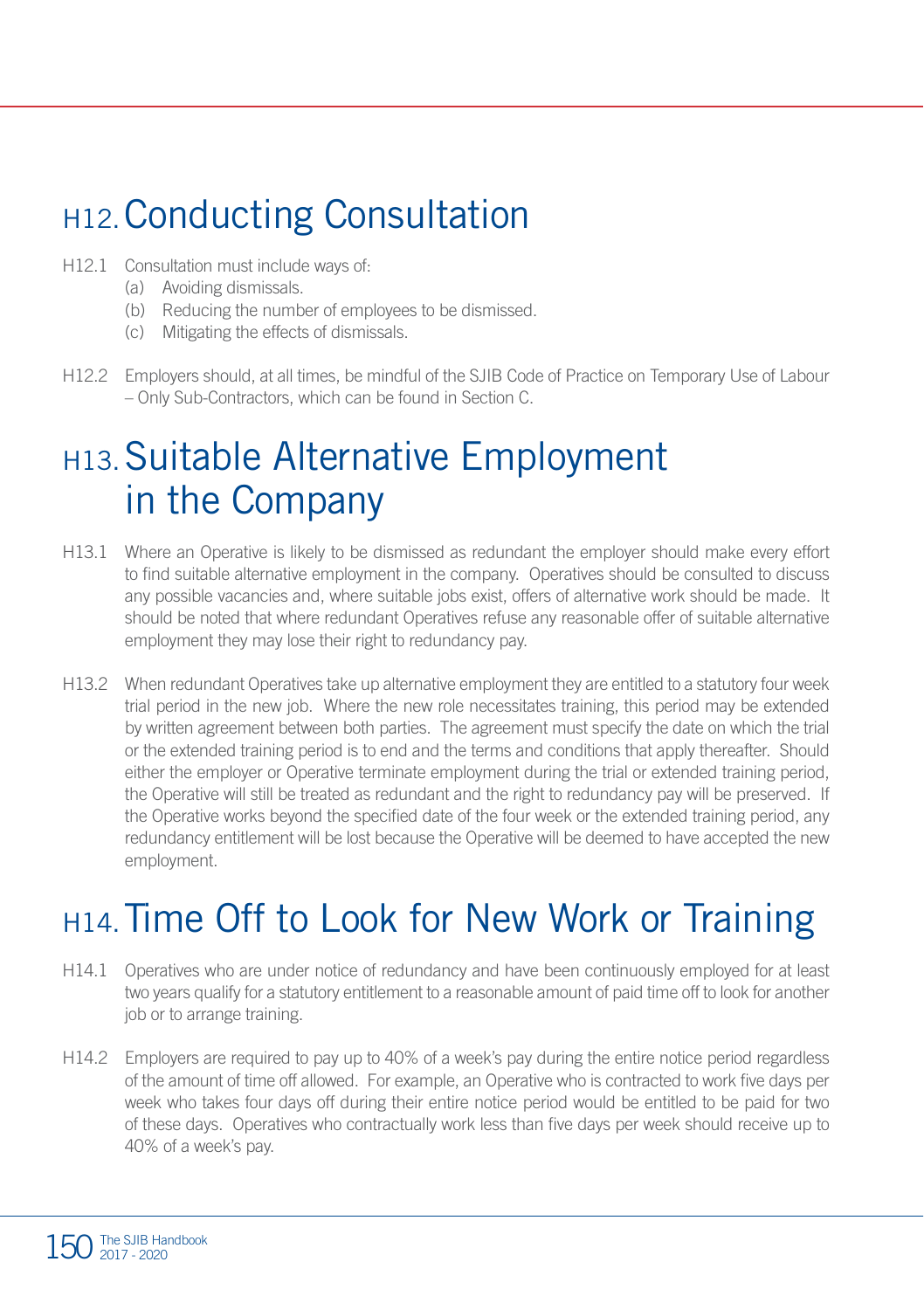# H12. Conducting Consultation

H12.1 Consultation must include ways of:

(a) Avoiding dismissals.

(b) Reducing the number of employees to be dismissed.

(c) Mitigating the effects of dismissals.

H12.2 Employers should, at all times, be mindful of the SJIB Code of Practice on Temporary Use of Labour – Only Sub-Contractors, which can be found in Section C.

# H13. Suitable Alternative Employment in the Company

H13.1 Where an Operative is likely to be dismissed as redundant the employer should make every effort to find suitable alternative employment in the company. Operatives should be consulted to discuss any possible vacancies and, where suitable jobs exist, offers of alternative work should be made. It should be noted that where redundant Operatives refuse any reasonable offer of suitable alternative employment they may lose their right to redundancy pay.

H13.2 When redundant Operatives take up alternative employment they are entitled to a statutory four week trial period in the new job. Where the new role necessitates training, this period may be extended by written agreement between both parties. The agreement must specify the date on which the trial or the extended training period is to end and the terms and conditions that apply thereafter. Should either the employer or Operative terminate employment during the trial or extended training period, the Operative will still be treated as redundant and the right to redundancy pay will be preserved. If the Operative works beyond the specified date of the four week or the extended training period, any redundancy entitlement will be lost because the Operative will be deemed to have accepted the new employment.

# H14. Time Off to Look for New Work or Training

H14.1 Operatives who are under notice of redundancy and have been continuously employed for at least two years qualify for a statutory entitlement to a reasonable amount of paid time off to look for another job or to arrange training.

H14.2 Employers are required to pay up to 40% of a week's pay during the entire notice period regardless of the amount of time off allowed. For example, an Operative who is contracted to work five days per week who takes four days off during their entire notice period would be entitled to be paid for two of these days. Operatives who contractually work less than five days per week should receive up to 40% of a week's pay.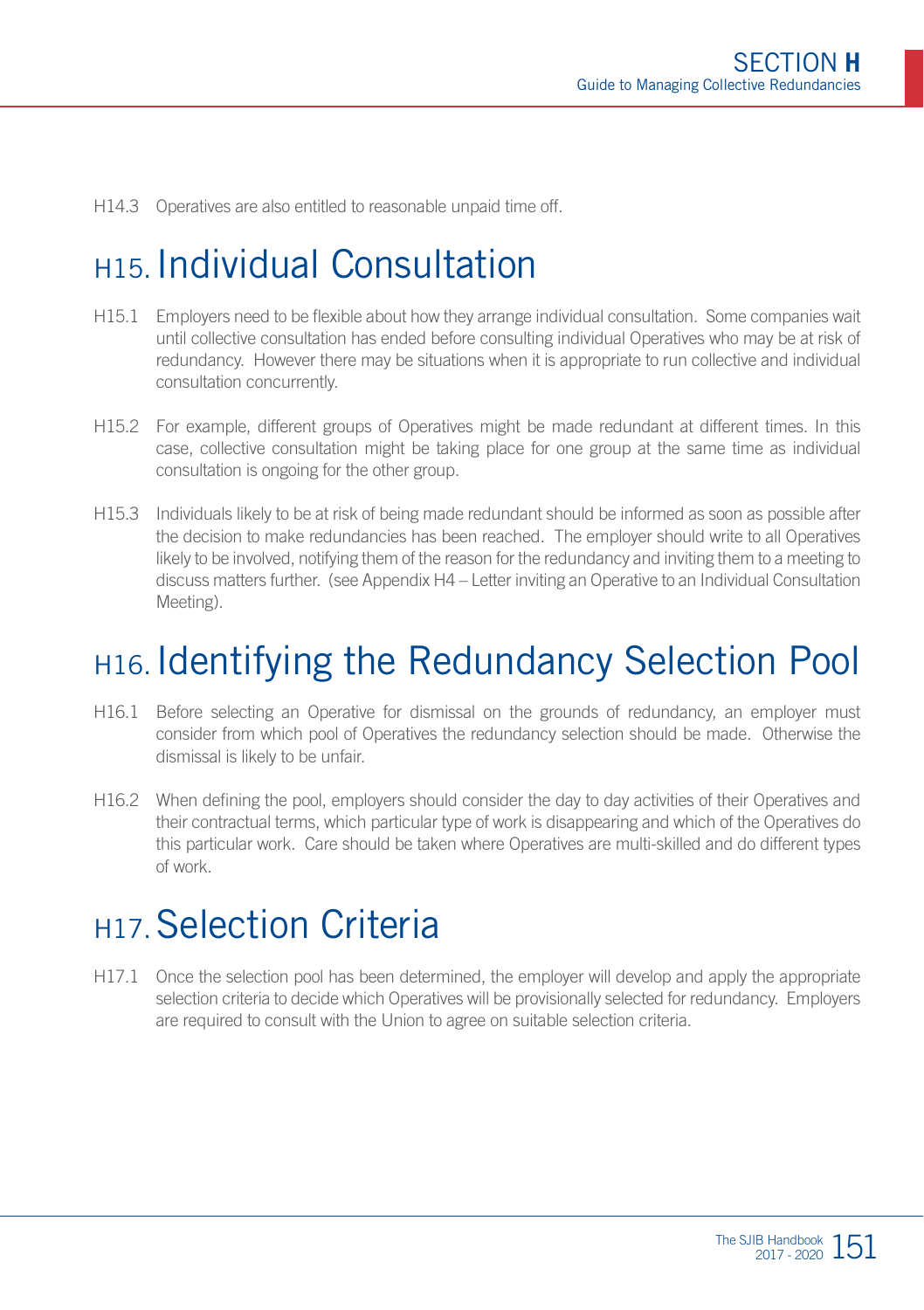H14.3 Operatives are also entitled to reasonable unpaid time off.

## H15. Individual Consultation

H15.1 Employers need to be flexible about how they arrange individual consultation. Some companies wait until collective consultation has ended before consulting individual Operatives who may be at risk of redundancy. However there may be situations when it is appropriate to run collective and individual consultation concurrently.

H15.2 For example, different groups of Operatives might be made redundant at different times. In this case, collective consultation might be taking place for one group at the same time as individual consultation is ongoing for the other group.

H15.3 Individuals likely to be at risk of being made redundant should be informed as soon as possible after the decision to make redundancies has been reached. The employer should write to all Operatives likely to be involved, notifying them of the reason for the redundancy and inviting them to a meeting to discuss matters further. (see Appendix H4 – Letter inviting an Operative to an Individual Consultation Meeting).

## H16. Identifying the Redundancy Selection Pool

H16.1 Before selecting an Operative for dismissal on the grounds of redundancy, an employer must consider from which pool of Operatives the redundancy selection should be made. Otherwise the dismissal is likely to be unfair.

H16.2 When defining the pool, employers should consider the day to day activities of their Operatives and their contractual terms, which particular type of work is disappearing and which of the Operatives do this particular work. Care should be taken where Operatives are multi-skilled and do different types of work.

## H17. Selection Criteria

H17.1 Once the selection pool has been determined, the employer will develop and apply the appropriate selection criteria to decide which Operatives will be provisionally selected for redundancy. Employers are required to consult with the Union to agree on suitable selection criteria.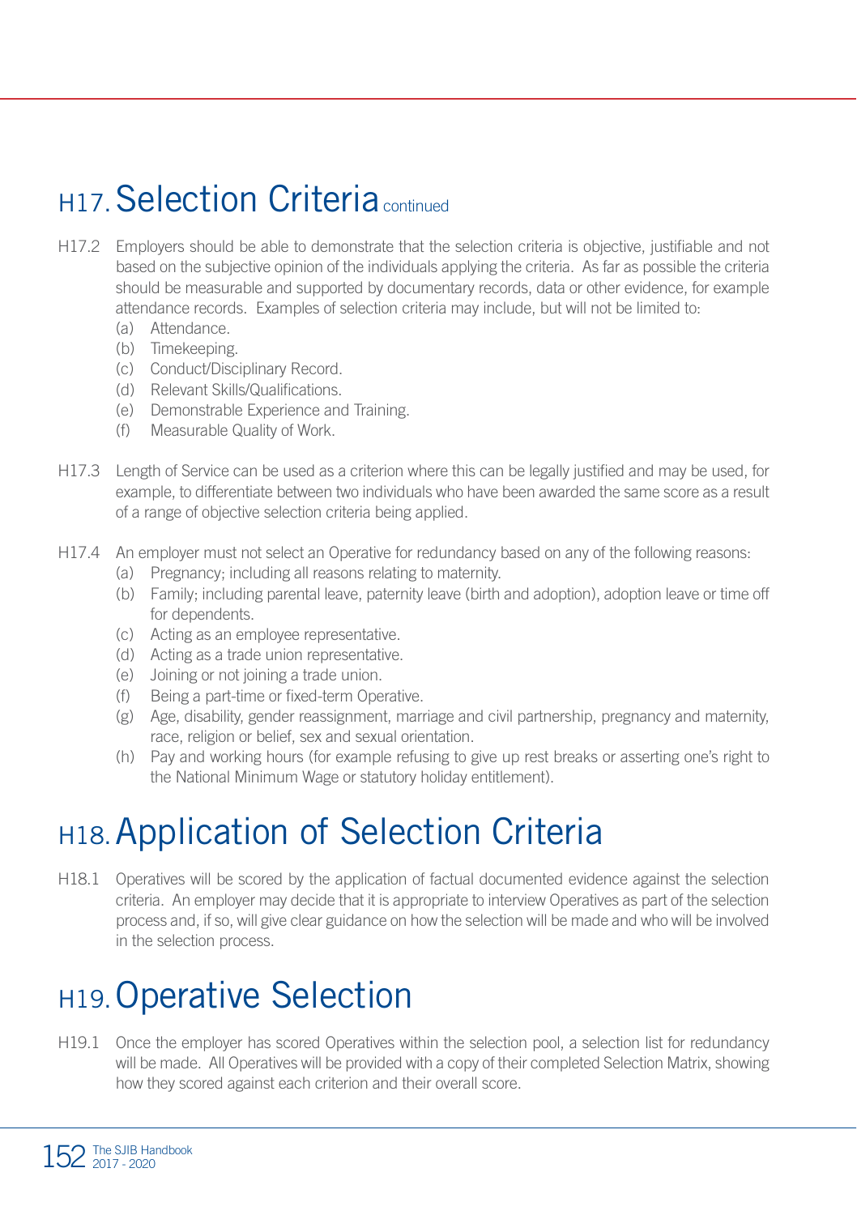## H17. Selection Criteria continued

H17.2 Employers should be able to demonstrate that the selection criteria is objective, justifiable and not based on the subjective opinion of the individuals applying the criteria. As far as possible the criteria should be measurable and supported by documentary records, data or other evidence, for example attendance records. Examples of selection criteria may include, but will not be limited to:

- (a) Attendance.
- (b) Timekeeping.
- (c) Conduct/Disciplinary Record.
- (d) Relevant Skills/Qualifications.
- (e) Demonstrable Experience and Training.
- (f) Measurable Quality of Work.

H17.3 Length of Service can be used as a criterion where this can be legally justified and may be used, for example, to differentiate between two individuals who have been awarded the same score as a result of a range of objective selection criteria being applied.

H17.4 An employer must not select an Operative for redundancy based on any of the following reasons:

- (a) Pregnancy; including all reasons relating to maternity.
- (b) Family; including parental leave, paternity leave (birth and adoption), adoption leave or time off for dependents.
- (c) Acting as an employee representative.
- (d) Acting as a trade union representative.
- (e) Joining or not joining a trade union.
- (f) Being a part-time or fixed-term Operative.
- (g) Age, disability, gender reassignment, marriage and civil partnership, pregnancy and maternity, race, religion or belief, sex and sexual orientation.
- (h) Pay and working hours (for example refusing to give up rest breaks or asserting one's right to the National Minimum Wage or statutory holiday entitlement).

## H18. Application of Selection Criteria

H18.1 Operatives will be scored by the application of factual documented evidence against the selection criteria. An employer may decide that it is appropriate to interview Operatives as part of the selection process and, if so, will give clear guidance on how the selection will be made and who will be involved in the selection process.

## H19. Operative Selection

H19.1 Once the employer has scored Operatives within the selection pool, a selection list for redundancy will be made. All Operatives will be provided with a copy of their completed Selection Matrix, showing how they scored against each criterion and their overall score.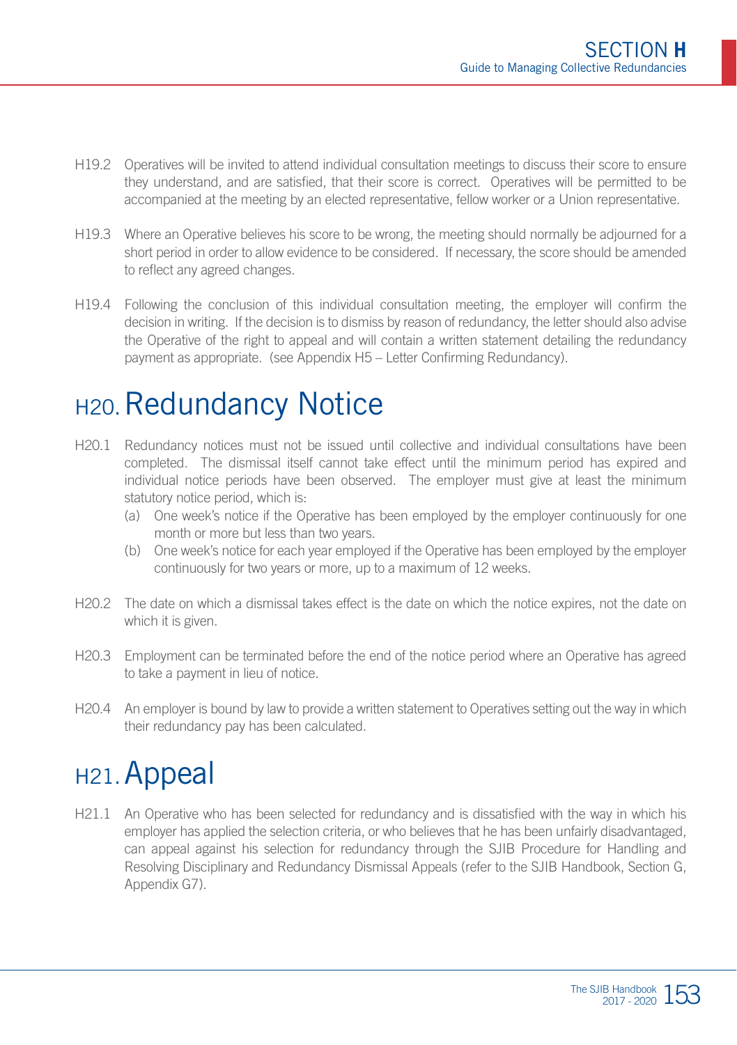H19.2 Operatives will be invited to attend individual consultation meetings to discuss their score to ensure they understand, and are satisfied, that their score is correct. Operatives will be permitted to be accompanied at the meeting by an elected representative, fellow worker or a Union representative.

H19.3 Where an Operative believes his score to be wrong, the meeting should normally be adjourned for a short period in order to allow evidence to be considered. If necessary, the score should be amended to reflect any agreed changes.

H19.4 Following the conclusion of this individual consultation meeting, the employer will confirm the decision in writing. If the decision is to dismiss by reason of redundancy, the letter should also advise the Operative of the right to appeal and will contain a written statement detailing the redundancy payment as appropriate. (see Appendix H5 – Letter Confirming Redundancy).

# H20. Redundancy Notice

H20.1 Redundancy notices must not be issued until collective and individual consultations have been completed. The dismissal itself cannot take effect until the minimum period has expired and individual notice periods have been observed. The employer must give at least the minimum statutory notice period, which is:

(a) One week's notice if the Operative has been employed by the employer continuously for one month or more but less than two years.

(b) One week's notice for each year employed if the Operative has been employed by the employer continuously for two years or more, up to a maximum of 12 weeks.

H20.2 The date on which a dismissal takes effect is the date on which the notice expires, not the date on which it is given.

H20.3 Employment can be terminated before the end of the notice period where an Operative has agreed to take a payment in lieu of notice.

H20.4 An employer is bound by law to provide a written statement to Operatives setting out the way in which their redundancy pay has been calculated.

# H21. Appeal

H21.1 An Operative who has been selected for redundancy and is dissatisfied with the way in which his employer has applied the selection criteria, or who believes that he has been unfairly disadvantaged, can appeal against his selection for redundancy through the SJIB Procedure for Handling and Resolving Disciplinary and Redundancy Dismissal Appeals (refer to the SJIB Handbook, Section G, Appendix G7).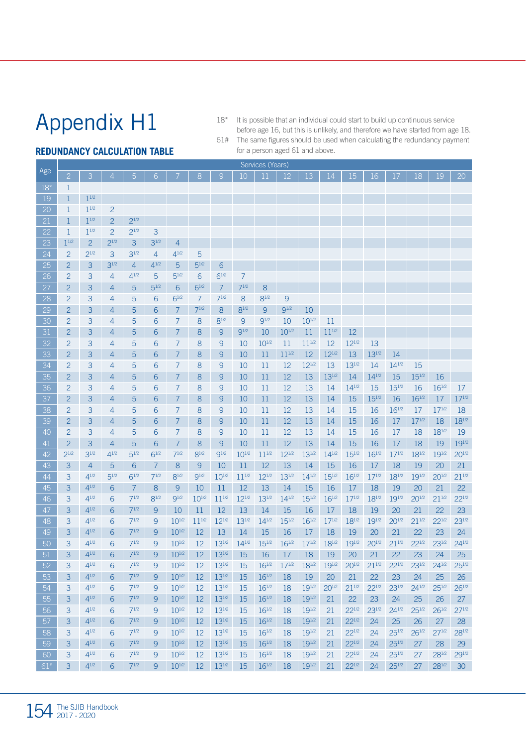# Appendix H1

## REDUNDANCY CALCULATION TABLE

18* It is possible that an individual could start to build up continuous service before age 16, but this is unlikely, and therefore we have started from age 18.

61# The same figures should be used when calculating the redundancy payment for a person aged 61 and above.

| Age | Services (Years) | | | | | | | | | | | | | | | | | | |
|---|---|---|---|---|---|---|---|---|---|---|---|---|---|---|---|---|---|---|---|
| | 2 | 3 | 4 | 5 | 6 | 7 | 8 | 9 | 10 | 11 | 12 | 13 | 14 | 15 | 16 | 17 | 18 | 19 | 20 |
| 18* | 1 | | | | | | | | | | | | | | | | | | |
| 19 | 1 | 1½ | | | | | | | | | | | | | | | | | |
| 20 | 1 | 1½ | 2 | | | | | | | | | | | | | | | | |
| 21 | 1 | 1½ | 2 | 2½ | | | | | | | | | | | | | | | |
| 22 | 1 | 1½ | 2 | 2½ | 3 | | | | | | | | | | | | | | |
| 23 | 1½ | 2 | 2½ | 3 | 3½ | 4 | | | | | | | | | | | | | |
| 24 | 2 | 2½ | 3 | 3½ | 4 | 4½ | 5 | | | | | | | | | | | | |
| 25 | 2 | 3 | 3½ | 4 | 4½ | 5 | 5½ | 6 | | | | | | | | | | | |
| 26 | 2 | 3 | 4 | 4½ | 5 | 5½ | 6 | 6½ | 7 | | | | | | | | | | |
| 27 | 2 | 3 | 4 | 5 | 5½ | 6 | 6½ | 7 | 7½ | 8 | | | | | | | | | |
| 28 | 2 | 3 | 4 | 5 | 6 | 6½ | 7 | 7½ | 8 | 8½ | 9 | | | | | | | | |
| 29 | 2 | 3 | 4 | 5 | 6 | 7 | 7½ | 8 | 8½ | 9 | 9½ | 10 | | | | | | | |
| 30 | 2 | 3 | 4 | 5 | 6 | 7 | 8 | 8½ | 9 | 9½ | 10 | 10½ | 11 | | | | | | |
| 31 | 2 | 3 | 4 | 5 | 6 | 7 | 8 | 9 | 9½ | 10 | 10½ | 11 | 11½ | 12 | | | | | |
| 32 | 2 | 3 | 4 | 5 | 6 | 7 | 8 | 9 | 10 | 10½ | 11 | 11½ | 12 | 12½ | 13 | | | | |
| 33 | 2 | 3 | 4 | 5 | 6 | 7 | 8 | 9 | 10 | 11 | 11½ | 12 | 12½ | 13 | 13½ | 14 | | | |
| 34 | 2 | 3 | 4 | 5 | 6 | 7 | 8 | 9 | 10 | 11 | 12 | 12½ | 13 | 13½ | 14 | 14½ | 15 | | |
| 35 | 2 | 3 | 4 | 5 | 6 | 7 | 8 | 9 | 10 | 11 | 12 | 13 | 13½ | 14 | 14½ | 15 | 15½ | 16 | |
| 36 | 2 | 3 | 4 | 5 | 6 | 7 | 8 | 9 | 10 | 11 | 12 | 13 | 14 | 14½ | 15 | 15½ | 16 | 16½ | 17 |
| 37 | 2 | 3 | 4 | 5 | 6 | 7 | 8 | 9 | 10 | 11 | 12 | 13 | 14 | 15 | 15½ | 16 | 16½ | 17 | 17½ |
| 38 | 2 | 3 | 4 | 5 | 6 | 7 | 8 | 9 | 10 | 11 | 12 | 13 | 14 | 15 | 16 | 16½ | 17 | 17½ | 18 |
| 39 | 2 | 3 | 4 | 5 | 6 | 7 | 8 | 9 | 10 | 11 | 12 | 13 | 14 | 15 | 16 | 17 | 17½ | 18 | 18½ |
| 40 | 2 | 3 | 4 | 5 | 6 | 7 | 8 | 9 | 10 | 11 | 12 | 13 | 14 | 15 | 16 | 17 | 18 | 18½ | 19 |
| 41 | 2 | 3 | 4 | 5 | 6 | 7 | 8 | 9 | 10 | 11 | 12 | 13 | 14 | 15 | 16 | 17 | 18 | 19 | 19½ |
| 42 | 2½ | 3½ | 4½ | 5½ | 6½ | 7½ | 8½ | 9½ | 10½ | 11½ | 12½ | 13½ | 14½ | 15½ | 16½ | 17½ | 18½ | 19½ | 20½ |
| 43 | 3 | 4 | 5 | 6 | 7 | 8 | 9 | 10 | 11 | 12 | 13 | 14 | 15 | 16 | 17 | 18 | 19 | 20 | 21 |
| 44 | 3 | 4½ | 5½ | 6½ | 7½ | 8½ | 9½ | 10½ | 11½ | 12½ | 13½ | 14½ | 15½ | 16½ | 17½ | 18½ | 19½ | 20½ | 21½ |
| 45 | 3 | 4½ | 6 | 7 | 8 | 9 | 10 | 11 | 12 | 13 | 14 | 15 | 16 | 17 | 18 | 19 | 20 | 21 | 22 |
| 46 | 3 | 4½ | 6 | 7½ | 8½ | 9½ | 10½ | 11½ | 12½ | 13½ | 14½ | 15½ | 16½ | 17½ | 18½ | 19½ | 20½ | 21½ | 22½ |
| 47 | 3 | 4½ | 6 | 7½ | 9 | 10 | 11 | 12 | 13 | 14 | 15 | 16 | 17 | 18 | 19 | 20 | 21 | 22 | 23 |
| 48 | 3 | 4½ | 6 | 7½ | 9 | 10½ | 11½ | 12½ | 13½ | 14½ | 15½ | 16½ | 17½ | 18½ | 19½ | 20½ | 21½ | 22½ | 23½ |
| 49 | 3 | 4½ | 6 | 7½ | 9 | 10½ | 12 | 13 | 14 | 15 | 16 | 17 | 18 | 19 | 20 | 21 | 22 | 23 | 24 |
| 50 | 3 | 4½ | 6 | 7½ | 9 | 10½ | 12 | 13½ | 14½ | 15½ | 16½ | 17½ | 18½ | 19½ | 20½ | 21½ | 22½ | 23½ | 24½ |
| 51 | 3 | 4½ | 6 | 7½ | 9 | 10½ | 12 | 13½ | 15 | 16 | 17 | 18 | 19 | 20 | 21 | 22 | 23 | 24 | 25 |
| 52 | 3 | 4½ | 6 | 7½ | 9 | 10½ | 12 | 13½ | 15 | 16½ | 17½ | 18½ | 19½ | 20½ | 21½ | 22½ | 23½ | 24½ | 25½ |
| 53 | 3 | 4½ | 6 | 7½ | 9 | 10½ | 12 | 13½ | 15 | 16½ | 18 | 19 | 20 | 21 | 22 | 23 | 24 | 25 | 26 |
| 54 | 3 | 4½ | 6 | 7½ | 9 | 10½ | 12 | 13½ | 15 | 16½ | 18 | 19½ | 20½ | 21½ | 22½ | 23½ | 24½ | 25½ | 26½ |
| 55 | 3 | 4½ | 6 | 7½ | 9 | 10½ | 12 | 13½ | 15 | 16½ | 18 | 19½ | 21 | 22 | 23 | 24 | 25 | 26 | 27 |
| 56 | 3 | 4½ | 6 | 7½ | 9 | 10½ | 12 | 13½ | 15 | 16½ | 18 | 19½ | 21 | 22½ | 23½ | 24½ | 25½ | 26½ | 27½ |
| 57 | 3 | 4½ | 6 | 7½ | 9 | 10½ | 12 | 13½ | 15 | 16½ | 18 | 19½ | 21 | 22½ | 24 | 25 | 26 | 27 | 28 |
| 58 | 3 | 4½ | 6 | 7½ | 9 | 10½ | 12 | 13½ | 15 | 16½ | 18 | 19½ | 21 | 22½ | 24 | 25½ | 26½ | 27½ | 28½ |
| 59 | 3 | 4½ | 6 | 7½ | 9 | 10½ | 12 | 13½ | 15 | 16½ | 18 | 19½ | 21 | 22½ | 24 | 25½ | 27 | 28 | 29 |
| 60 | 3 | 4½ | 6 | 7½ | 9 | 10½ | 12 | 13½ | 15 | 16½ | 18 | 19½ | 21 | 22½ | 24 | 25½ | 27 | 28½ | 29½ |
| 61# | 3 | 4½ | 6 | 7½ | 9 | 10½ | 12 | 13½ | 15 | 16½ | 18 | 19½ | 21 | 22½ | 24 | 25½ | 27 | 28½ | 30 |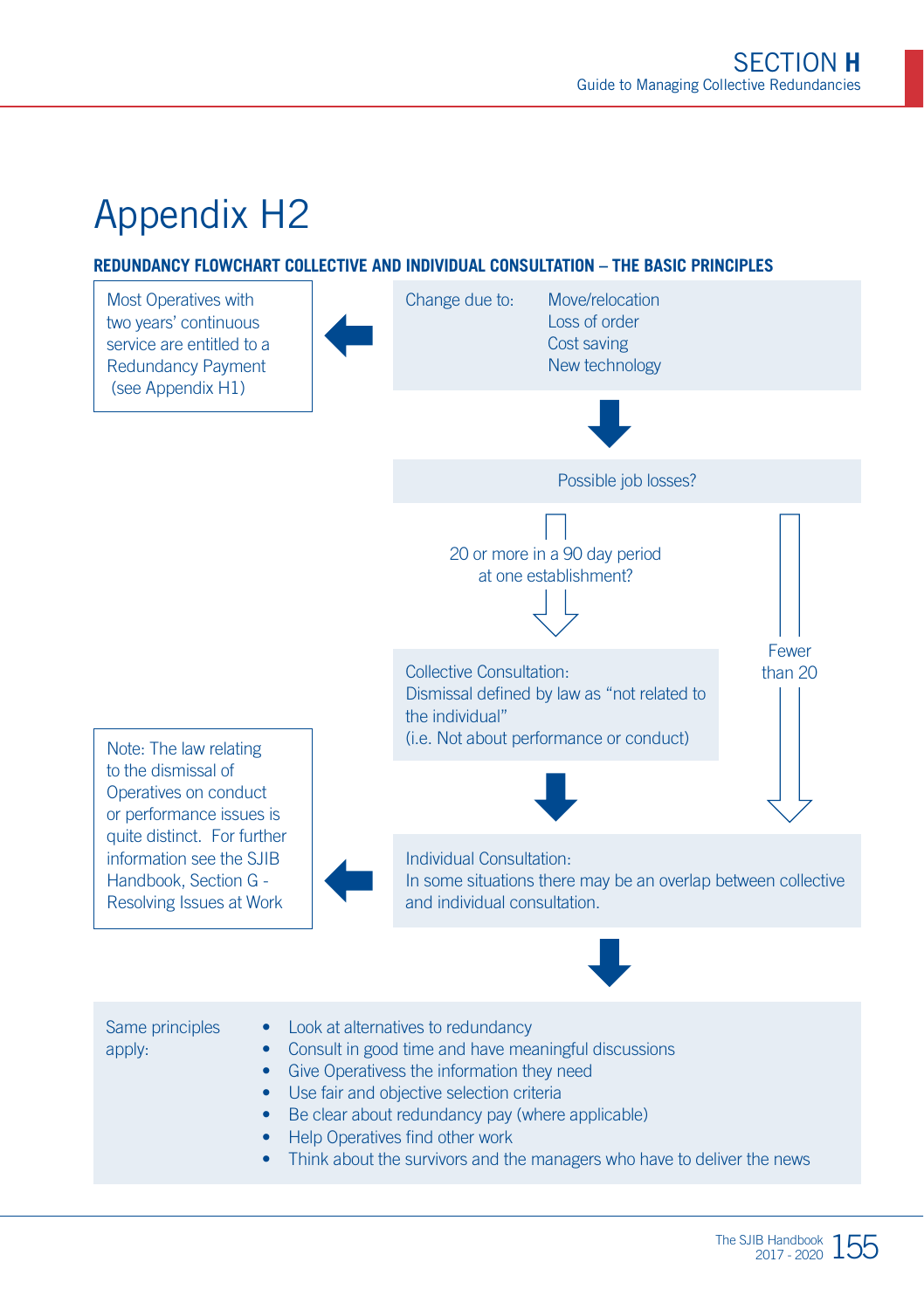# Appendix H2

**REDUNDANCY FLOWCHART COLLECTIVE AND INDIVIDUAL CONSULTATION – THE BASIC PRINCIPLES**

Change due to:
- Move/relocation
- Loss of order
- Cost saving
- New technology

Most Operatives with two years' continuous service are entitled to a Redundancy Payment (see Appendix H1)

Possible job losses?

20 or more in a 90 day period at one establishment?

Collective Consultation:
Dismissal defined by law as "not related to the individual"
(i.e. Not about performance or conduct)

Fewer than 20

Individual Consultation:
In some situations there may be an overlap between collective and individual consultation.

Note: The law relating to the dismissal of Operatives on conduct or performance issues is quite distinct. For further information see the SJIB Handbook, Section G - Resolving Issues at Work

Same principles apply:

- Look at alternatives to redundancy
- Consult in good time and have meaningful discussions
- Give Operativess the information they need
- Use fair and objective selection criteria
- Be clear about redundancy pay (where applicable)
- Help Operatives find other work
- Think about the survivors and the managers who have to deliver the news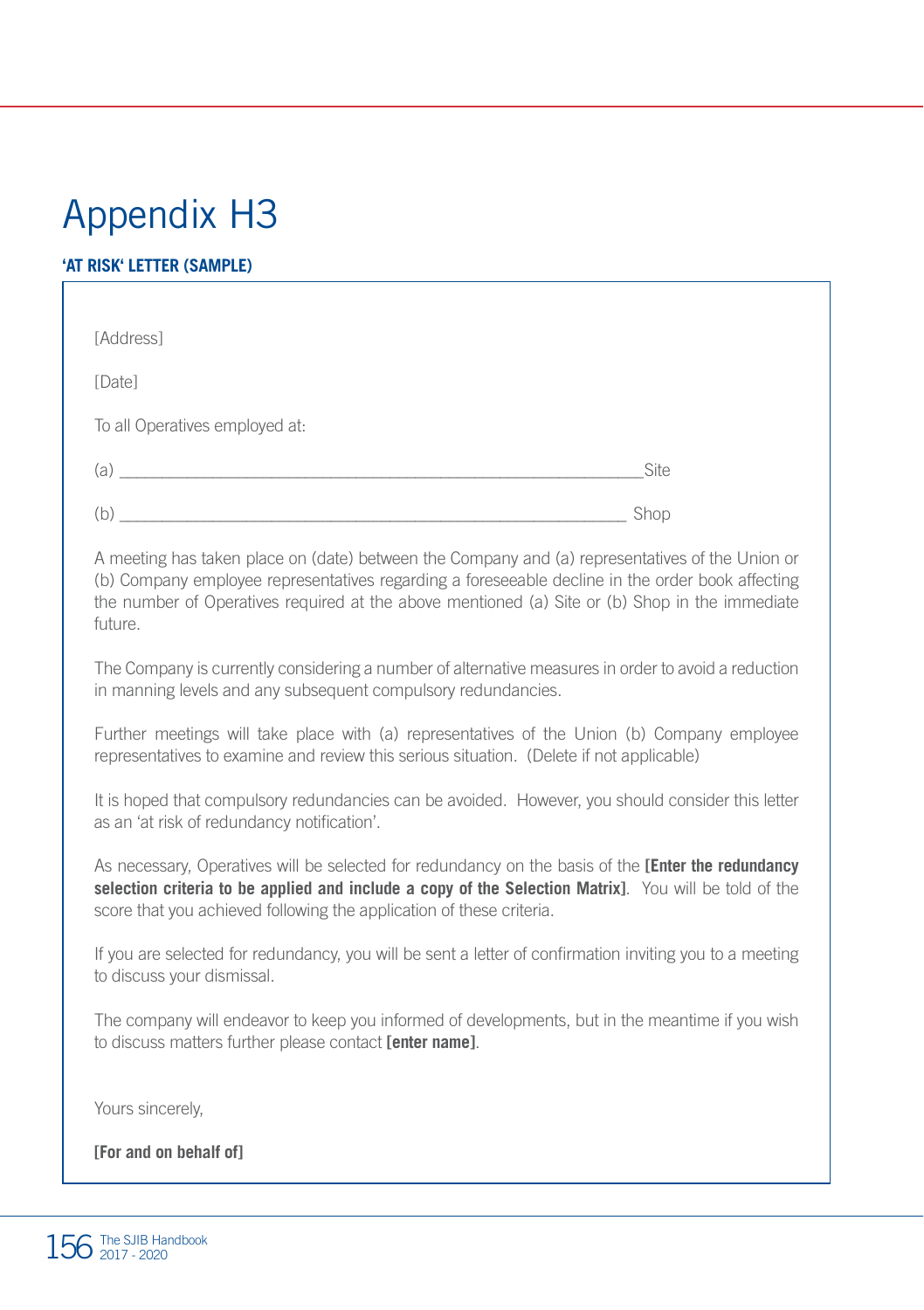# Appendix H3

**'AT RISK' LETTER (SAMPLE)**

[Address]

[Date]

To all Operatives employed at:

(a) ______________________________________________________________Site

(b) ____________________________________________________________ Shop

A meeting has taken place on (date) between the Company and (a) representatives of the Union or (b) Company employee representatives regarding a foreseeable decline in the order book affecting the number of Operatives required at the above mentioned (a) Site or (b) Shop in the immediate future.

The Company is currently considering a number of alternative measures in order to avoid a reduction in manning levels and any subsequent compulsory redundancies.

Further meetings will take place with (a) representatives of the Union (b) Company employee representatives to examine and review this serious situation. (Delete if not applicable)

It is hoped that compulsory redundancies can be avoided. However, you should consider this letter as an 'at risk of redundancy notification'.

As necessary, Operatives will be selected for redundancy on the basis of the **[Enter the redundancy selection criteria to be applied and include a copy of the Selection Matrix]**. You will be told of the score that you achieved following the application of these criteria.

If you are selected for redundancy, you will be sent a letter of confirmation inviting you to a meeting to discuss your dismissal.

The company will endeavor to keep you informed of developments, but in the meantime if you wish to discuss matters further please contact **[enter name]**.

Yours sincerely,

**[For and on behalf of]**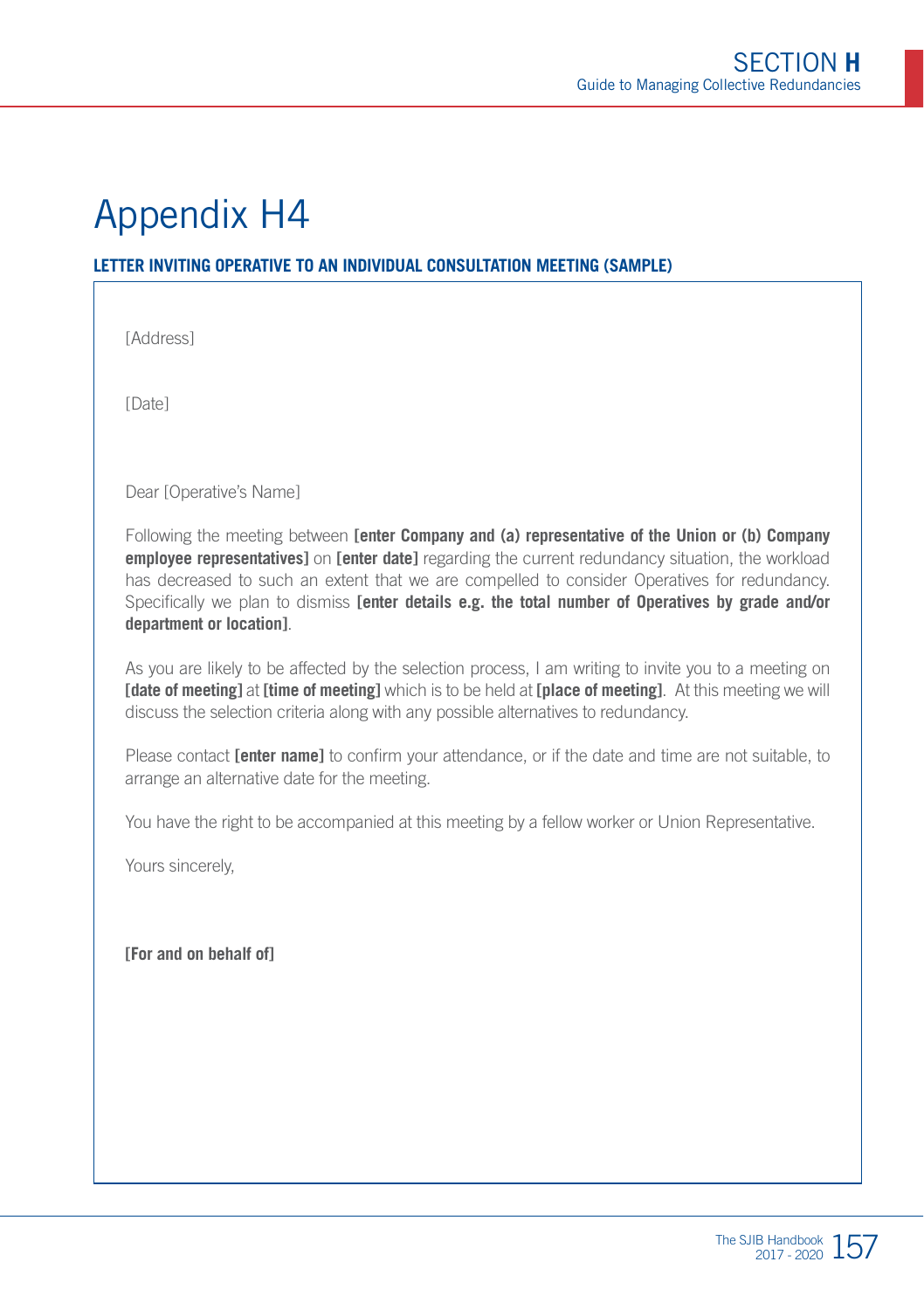# Appendix H4

**LETTER INVITING OPERATIVE TO AN INDIVIDUAL CONSULTATION MEETING (SAMPLE)**

[Address]

[Date]

Dear [Operative's Name]

Following the meeting between **[enter Company and (a) representative of the Union or (b) Company employee representatives]** on **[enter date]** regarding the current redundancy situation, the workload has decreased to such an extent that we are compelled to consider Operatives for redundancy. Specifically we plan to dismiss **[enter details e.g. the total number of Operatives by grade and/or department or location]**.

As you are likely to be affected by the selection process, I am writing to invite you to a meeting on **[date of meeting]** at **[time of meeting]** which is to be held at **[place of meeting]**. At this meeting we will discuss the selection criteria along with any possible alternatives to redundancy.

Please contact **[enter name]** to confirm your attendance, or if the date and time are not suitable, to arrange an alternative date for the meeting.

You have the right to be accompanied at this meeting by a fellow worker or Union Representative.

Yours sincerely,

**[For and on behalf of]**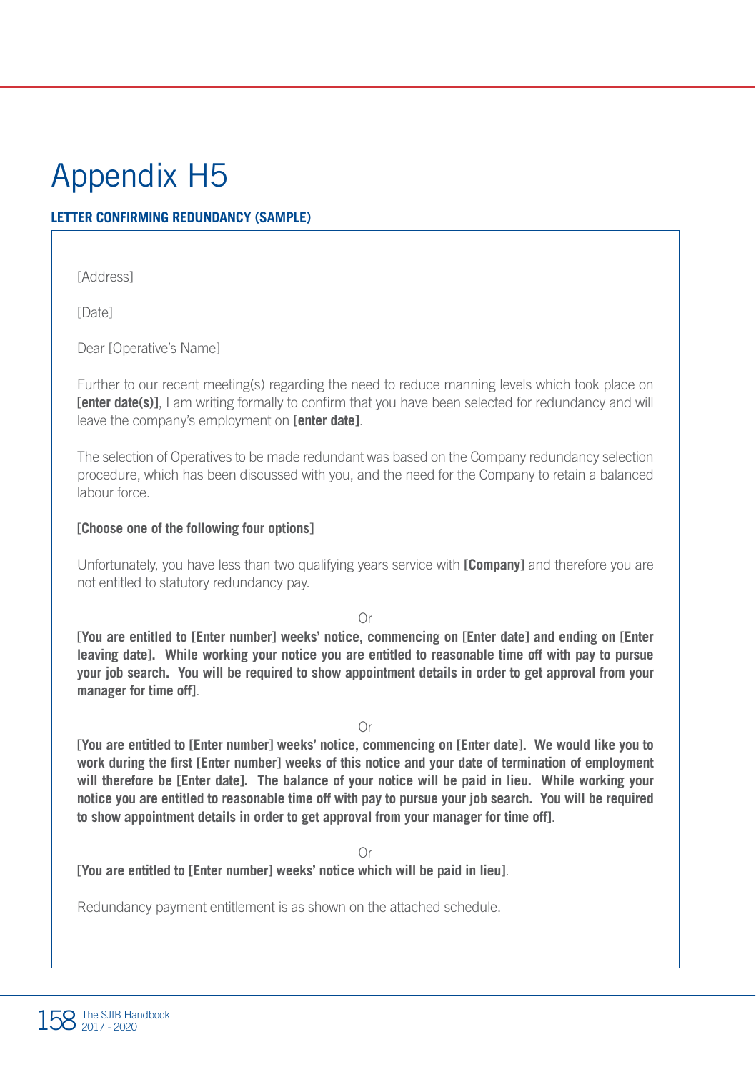# Appendix H5

**LETTER CONFIRMING REDUNDANCY (SAMPLE)**

[Address]

[Date]

Dear [Operative's Name]

Further to our recent meeting(s) regarding the need to reduce manning levels which took place on **[enter date(s)]**, I am writing formally to confirm that you have been selected for redundancy and will leave the company's employment on **[enter date]**.

The selection of Operatives to be made redundant was based on the Company redundancy selection procedure, which has been discussed with you, and the need for the Company to retain a balanced labour force.

**[Choose one of the following four options]**

Unfortunately, you have less than two qualifying years service with **[Company]** and therefore you are not entitled to statutory redundancy pay.

Or

**[You are entitled to [Enter number] weeks' notice, commencing on [Enter date] and ending on [Enter leaving date]. While working your notice you are entitled to reasonable time off with pay to pursue your job search. You will be required to show appointment details in order to get approval from your manager for time off]**.

Or

**[You are entitled to [Enter number] weeks' notice, commencing on [Enter date]. We would like you to work during the first [Enter number] weeks of this notice and your date of termination of employment will therefore be [Enter date]. The balance of your notice will be paid in lieu. While working your notice you are entitled to reasonable time off with pay to pursue your job search. You will be required to show appointment details in order to get approval from your manager for time off]**.

Or

**[You are entitled to [Enter number] weeks' notice which will be paid in lieu]**.

Redundancy payment entitlement is as shown on the attached schedule.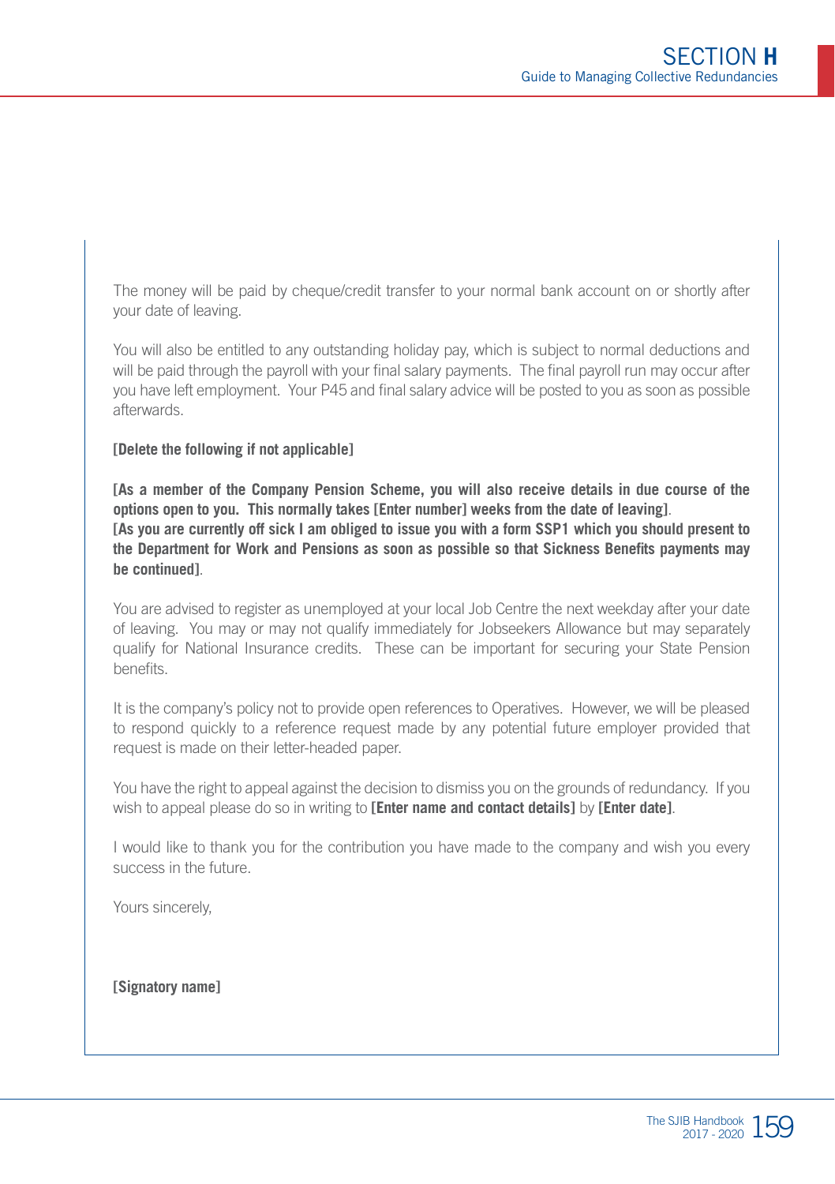The money will be paid by cheque/credit transfer to your normal bank account on or shortly after your date of leaving.

You will also be entitled to any outstanding holiday pay, which is subject to normal deductions and will be paid through the payroll with your final salary payments. The final payroll run may occur after you have left employment. Your P45 and final salary advice will be posted to you as soon as possible afterwards.

**[Delete the following if not applicable]**

**[As a member of the Company Pension Scheme, you will also receive details in due course of the options open to you. This normally takes [Enter number] weeks from the date of leaving]**.
**[As you are currently off sick I am obliged to issue you with a form SSP1 which you should present to the Department for Work and Pensions as soon as possible so that Sickness Benefits payments may be continued]**.

You are advised to register as unemployed at your local Job Centre the next weekday after your date of leaving. You may or may not qualify immediately for Jobseekers Allowance but may separately qualify for National Insurance credits. These can be important for securing your State Pension benefits.

It is the company's policy not to provide open references to Operatives. However, we will be pleased to respond quickly to a reference request made by any potential future employer provided that request is made on their letter-headed paper.

You have the right to appeal against the decision to dismiss you on the grounds of redundancy. If you wish to appeal please do so in writing to **[Enter name and contact details]** by **[Enter date]**.

I would like to thank you for the contribution you have made to the company and wish you every success in the future.

Yours sincerely,

**[Signatory name]**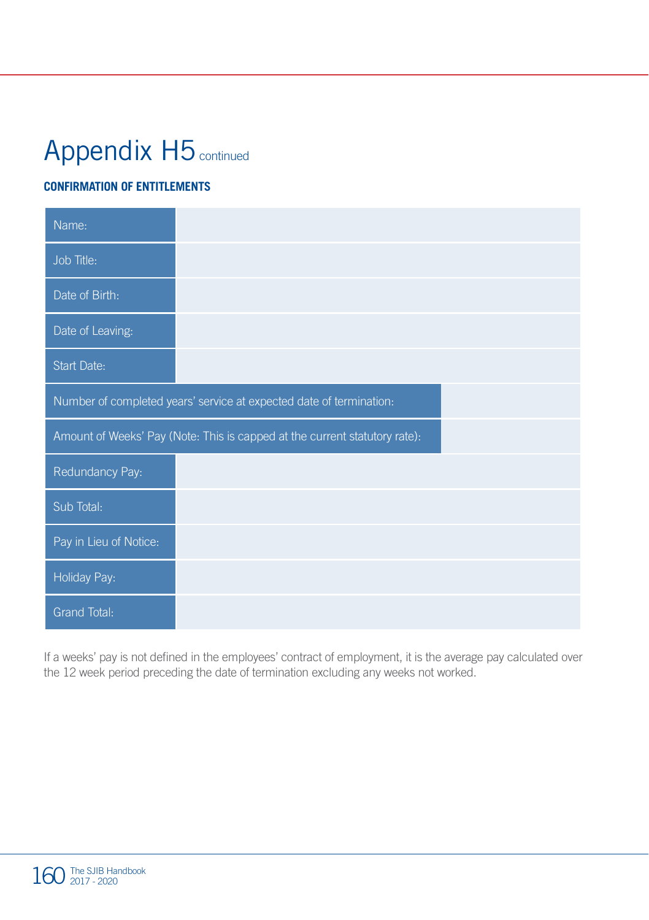# Appendix H5 continued

**CONFIRMATION OF ENTITLEMENTS**

| | |
|---|---|
| Name: | |
| Job Title: | |
| Date of Birth: | |
| Date of Leaving: | |
| Start Date: | |
| Number of completed years' service at expected date of termination: | |
| Amount of Weeks' Pay (Note: This is capped at the current statutory rate): | |
| Redundancy Pay: | |
| Sub Total: | |
| Pay in Lieu of Notice: | |
| Holiday Pay: | |
| Grand Total: | |

If a weeks' pay is not defined in the employees' contract of employment, it is the average pay calculated over the 12 week period preceding the date of termination excluding any weeks not worked.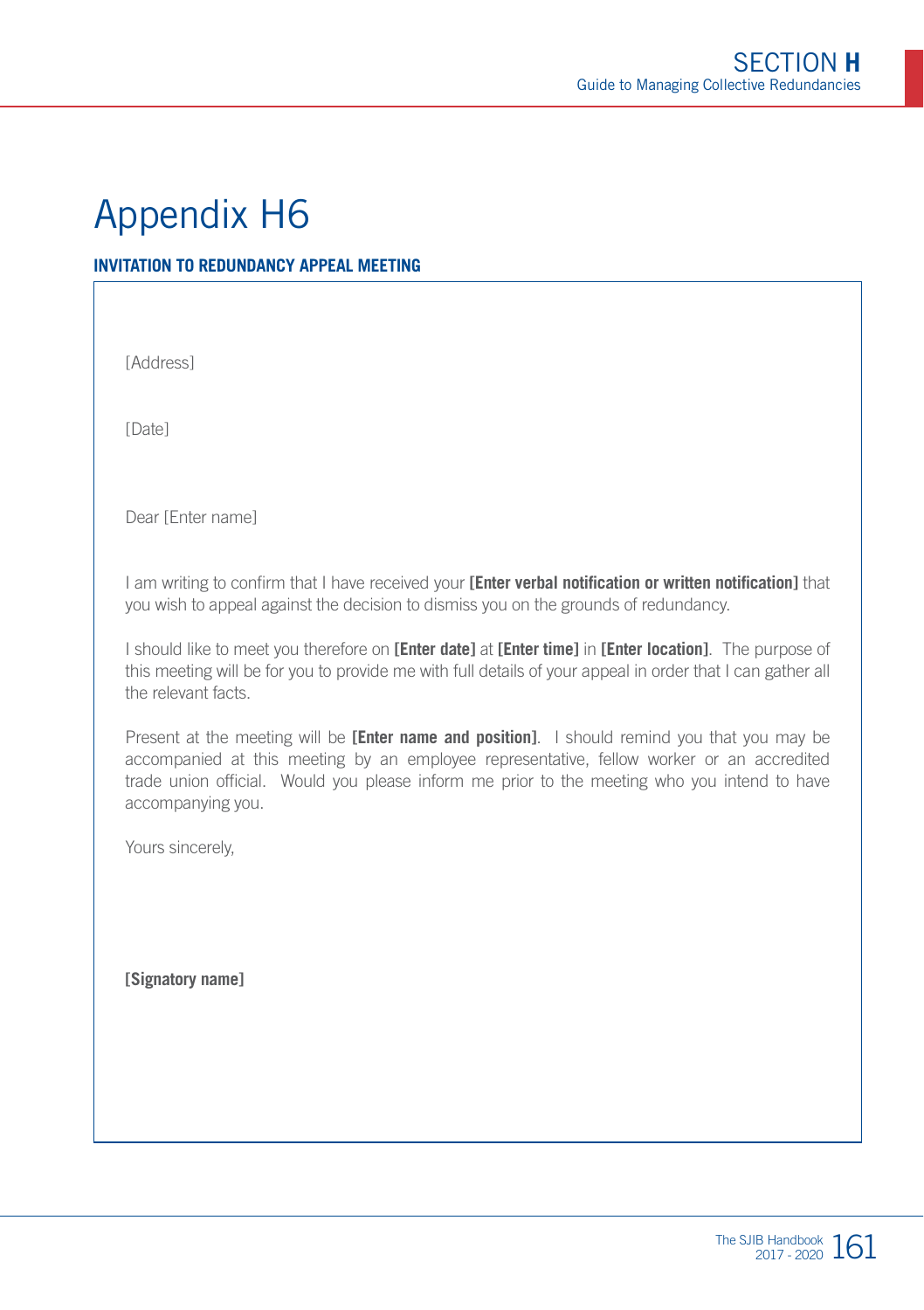# Appendix H6

**INVITATION TO REDUNDANCY APPEAL MEETING**

[Address]

[Date]

Dear [Enter name]

I am writing to confirm that I have received your **[Enter verbal notification or written notification]** that you wish to appeal against the decision to dismiss you on the grounds of redundancy.

I should like to meet you therefore on **[Enter date]** at **[Enter time]** in **[Enter location]**. The purpose of this meeting will be for you to provide me with full details of your appeal in order that I can gather all the relevant facts.

Present at the meeting will be **[Enter name and position]**. I should remind you that you may be accompanied at this meeting by an employee representative, fellow worker or an accredited trade union official. Would you please inform me prior to the meeting who you intend to have accompanying you.

Yours sincerely,

**[Signatory name]**